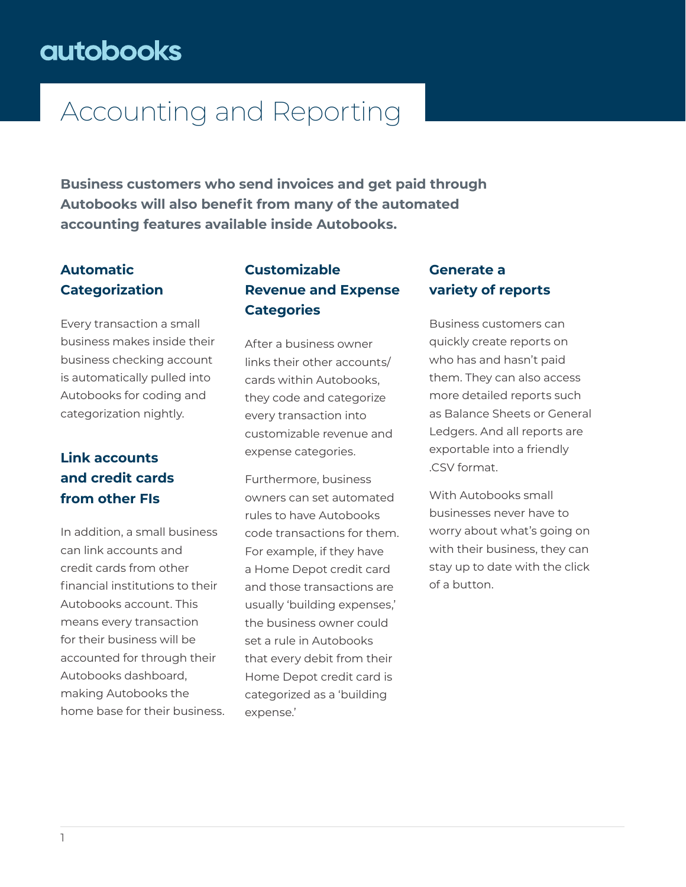autobooks

# Accounting and Reporting

**Business customers who send invoices and get paid through Autobooks will also benefit from many of the automated accounting features available inside Autobooks.**

### Automatic Categorization

Every transaction a small business makes inside their business checking account is automatically pulled into Autobooks for coding and categorization nightly.

### Link accounts and credit cards from other FIs

In addition, a small business can link accounts and credit cards from other financial institutions to their Autobooks account. This means every transaction for their business will be accounted for through their Autobooks dashboard, making Autobooks the home base for their business.

### Customizable Revenue and Expense Categories

After a business owner links their other accounts/cards within Autobooks, they code and categorize every transaction into customizable revenue and expense categories.

Furthermore, business owners can set automated rules to have Autobooks code transactions for them. For example, if they have a Home Depot credit card and those transactions are usually 'building expenses,' the business owner could set a rule in Autobooks that every debit from their Home Depot credit card is categorized as a 'building expense.'

### Generate a variety of reports

Business customers can quickly create reports on who has and hasn't paid them. They can also access more detailed reports such as Balance Sheets or General Ledgers. And all reports are exportable into a friendly .CSV format.

With Autobooks small businesses never have to worry about what's going on with their business, they can stay up to date with the click of a button.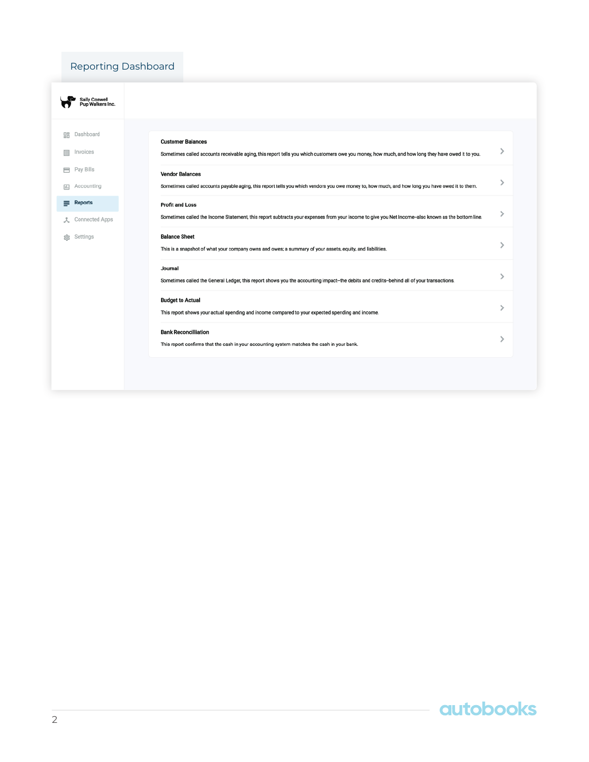## Reporting Dashboard

Sally Coswell Pup Walkers Inc.

- Dashboard
- Invoices
- Pay Bills
- Accounting
- **Reports**
- Connected Apps
- Settings

**Customer Balances**

Sometimes called accounts receivable aging, this report tells you which customers owe you money, how much, and how long they have owed it to you.

**Vendor Balances**

Sometimes called accounts payable aging, this report tells you which vendors you owe money to, how much, and how long you have owed it to them.

**Profit and Loss**

Sometimes called the Income Statement, this report subtracts your expenses from your income to give you Net Income–also known as the bottom line.

**Balance Sheet**

This is a snapshot of what your company owns and owes; a summary of your assets, equity, and liabilities.

**Journal**

Sometimes called the General Ledger, this report shows you the accounting impact–the debits and credits–behind all of your transactions.

**Budget to Actual**

This report shows your actual spending and income compared to your expected spending and income.

**Bank Reconcilliation**

This report confirms that the cash in your accounting system matches the cash in your bank.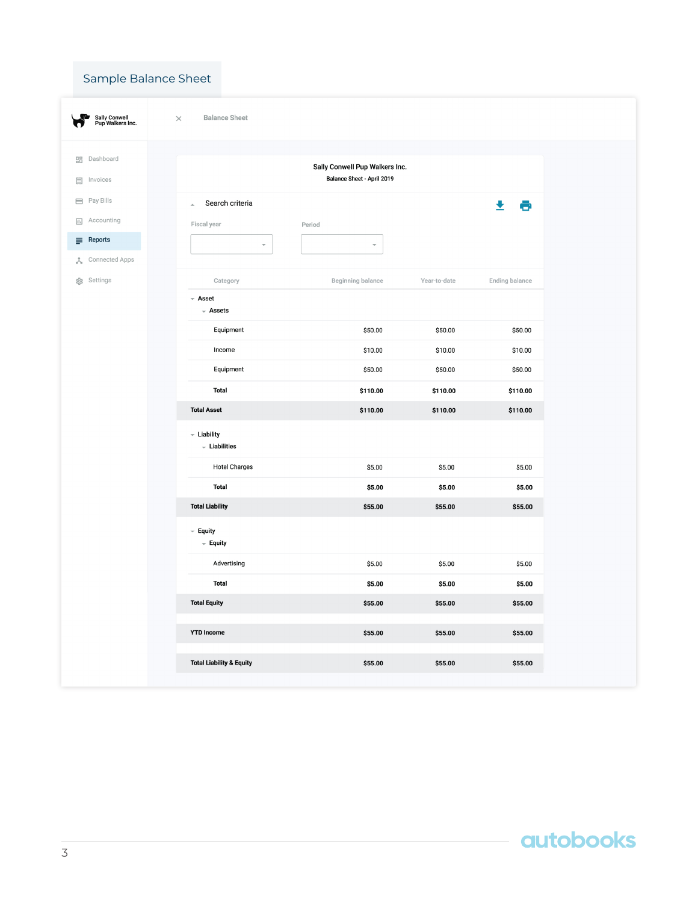# Sample Balance Sheet

Sally Conwell Pup Walkers Inc.

Dashboard
Invoices
Pay Bills
Accounting
Reports
Connected Apps
Settings

Balance Sheet

**Sally Conwell Pup Walkers Inc.**

Balance Sheet - April 2019

Search criteria

Fiscal year

Period

| Category | Beginning balance | Year-to-date | Ending balance |
|---|---|---|---|
| **Asset** | | | |
| **Assets** | | | |
| Equipment | $50.00 | $50.00 | $50.00 |
| Income | $10.00 | $10.00 | $10.00 |
| Equipment | $50.00 | $50.00 | $50.00 |
| **Total** | **$110.00** | **$110.00** | **$110.00** |
| **Total Asset** | **$110.00** | **$110.00** | **$110.00** |
| **Liability** | | | |
| **Liabilities** | | | |
| Hotel Charges | $5.00 | $5.00 | $5.00 |
| **Total** | **$5.00** | **$5.00** | **$5.00** |
| **Total Liability** | **$55.00** | **$55.00** | **$55.00** |
| **Equity** | | | |
| **Equity** | | | |
| Advertising | $5.00 | $5.00 | $5.00 |
| **Total** | **$5.00** | **$5.00** | **$5.00** |
| **Total Equity** | **$55.00** | **$55.00** | **$55.00** |
| **YTD Income** | **$55.00** | **$55.00** | **$55.00** |
| **Total Liability & Equity** | **$55.00** | **$55.00** | **$55.00** |

autobooks